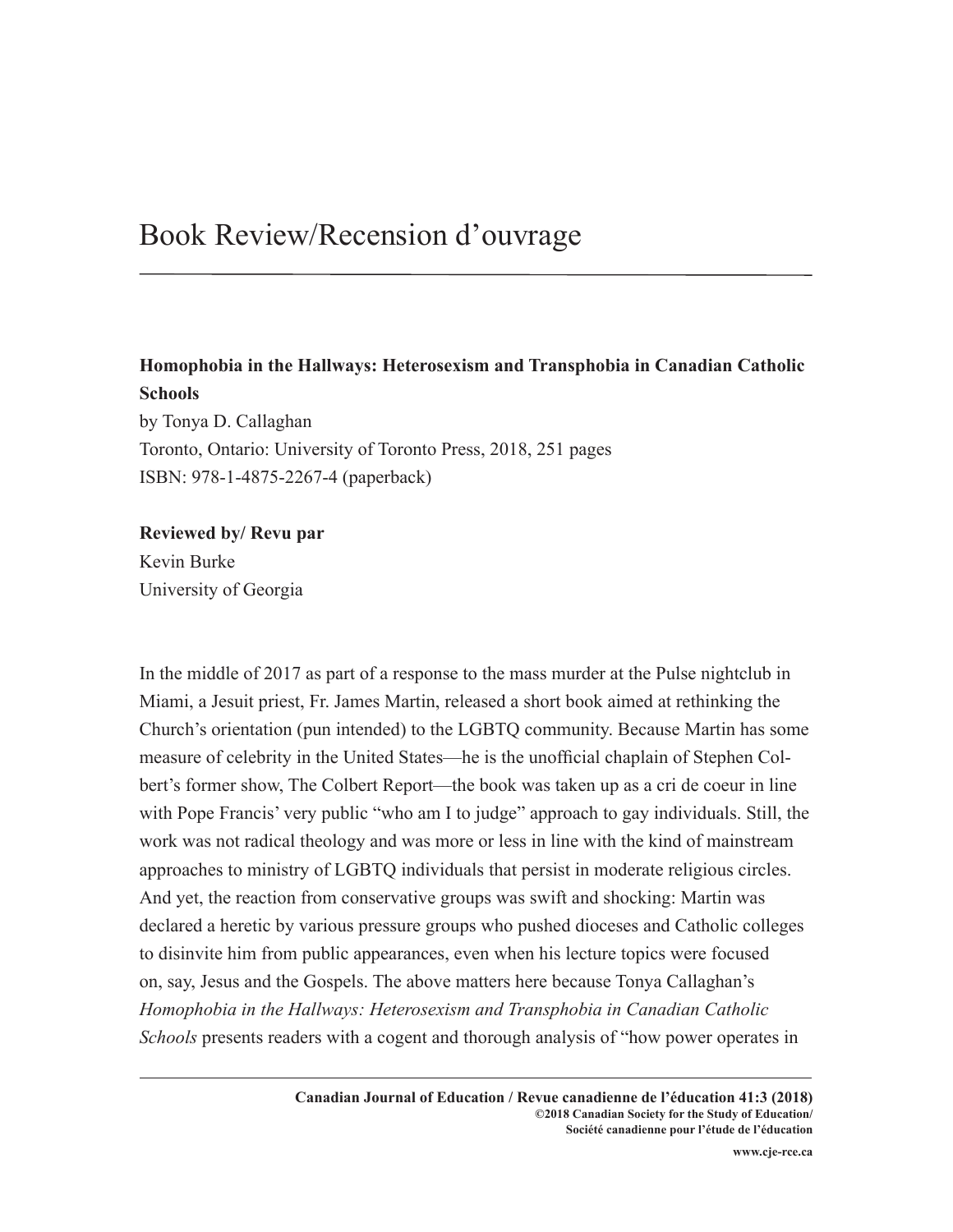# Book Review/Recension d'ouvrage

**Homophobia in the Hallways: Heterosexism and Transphobia in Canadian Catholic Schools**
by Tonya D. Callaghan
Toronto, Ontario: University of Toronto Press, 2018, 251 pages
ISBN: 978-1-4875-2267-4 (paperback)

**Reviewed by/ Revu par**
Kevin Burke
University of Georgia

In the middle of 2017 as part of a response to the mass murder at the Pulse nightclub in Miami, a Jesuit priest, Fr. James Martin, released a short book aimed at rethinking the Church's orientation (pun intended) to the LGBTQ community. Because Martin has some measure of celebrity in the United States—he is the unofficial chaplain of Stephen Colbert's former show, The Colbert Report—the book was taken up as a cri de coeur in line with Pope Francis' very public "who am I to judge" approach to gay individuals. Still, the work was not radical theology and was more or less in line with the kind of mainstream approaches to ministry of LGBTQ individuals that persist in moderate religious circles. And yet, the reaction from conservative groups was swift and shocking: Martin was declared a heretic by various pressure groups who pushed dioceses and Catholic colleges to disinvite him from public appearances, even when his lecture topics were focused on, say, Jesus and the Gospels. The above matters here because Tonya Callaghan's *Homophobia in the Hallways: Heterosexism and Transphobia in Canadian Catholic Schools* presents readers with a cogent and thorough analysis of "how power operates in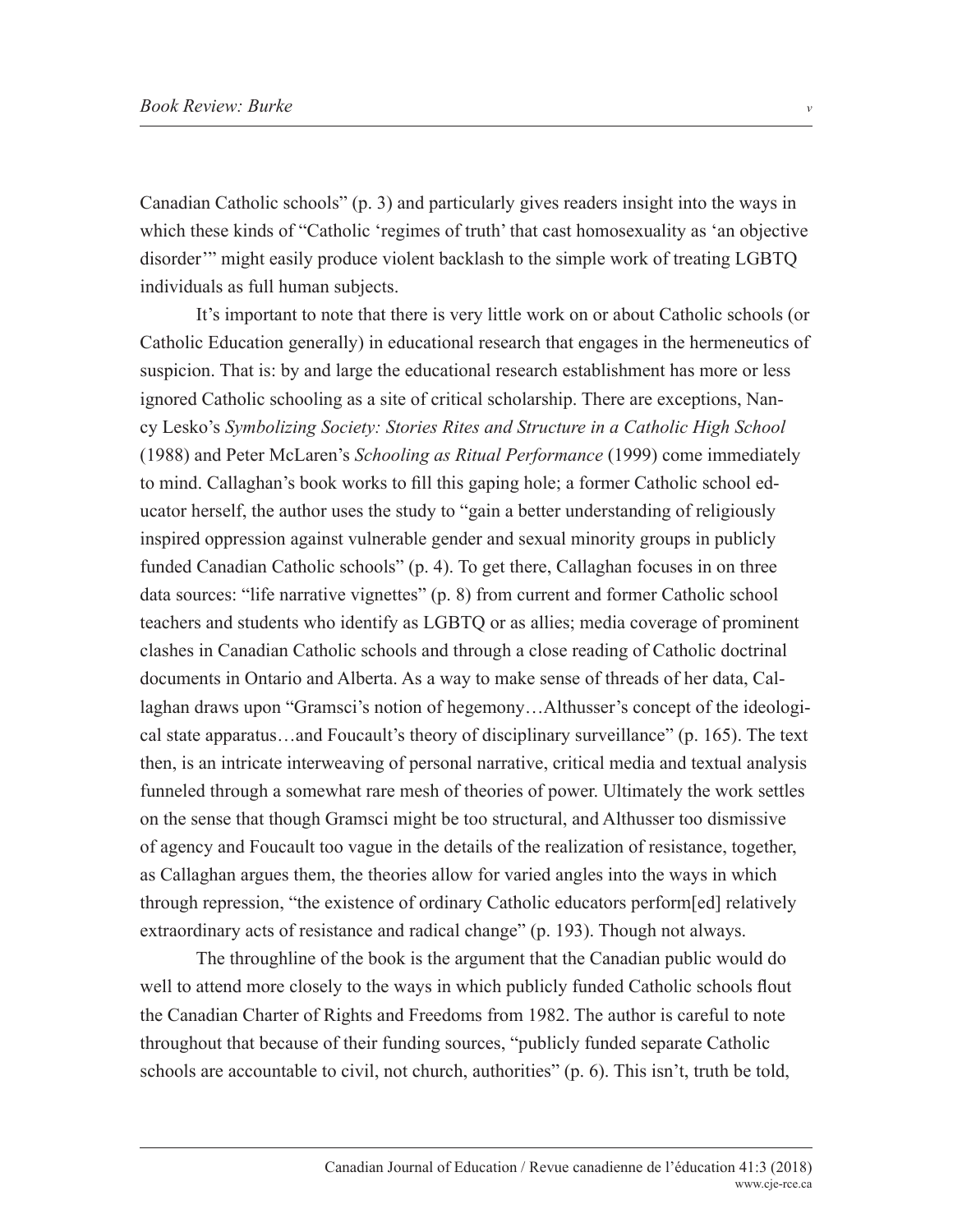Canadian Catholic schools" (p. 3) and particularly gives readers insight into the ways in which these kinds of "Catholic 'regimes of truth' that cast homosexuality as 'an objective disorder'" might easily produce violent backlash to the simple work of treating LGBTQ individuals as full human subjects.

It's important to note that there is very little work on or about Catholic schools (or Catholic Education generally) in educational research that engages in the hermeneutics of suspicion. That is: by and large the educational research establishment has more or less ignored Catholic schooling as a site of critical scholarship. There are exceptions, Nancy Lesko's *Symbolizing Society: Stories Rites and Structure in a Catholic High School* (1988) and Peter McLaren's *Schooling as Ritual Performance* (1999) come immediately to mind. Callaghan's book works to fill this gaping hole; a former Catholic school educator herself, the author uses the study to "gain a better understanding of religiously inspired oppression against vulnerable gender and sexual minority groups in publicly funded Canadian Catholic schools" (p. 4). To get there, Callaghan focuses in on three data sources: "life narrative vignettes" (p. 8) from current and former Catholic school teachers and students who identify as LGBTQ or as allies; media coverage of prominent clashes in Canadian Catholic schools and through a close reading of Catholic doctrinal documents in Ontario and Alberta. As a way to make sense of threads of her data, Callaghan draws upon "Gramsci's notion of hegemony…Althusser's concept of the ideological state apparatus…and Foucault's theory of disciplinary surveillance" (p. 165). The text then, is an intricate interweaving of personal narrative, critical media and textual analysis funneled through a somewhat rare mesh of theories of power. Ultimately the work settles on the sense that though Gramsci might be too structural, and Althusser too dismissive of agency and Foucault too vague in the details of the realization of resistance, together, as Callaghan argues them, the theories allow for varied angles into the ways in which through repression, "the existence of ordinary Catholic educators perform[ed] relatively extraordinary acts of resistance and radical change" (p. 193). Though not always.

The throughline of the book is the argument that the Canadian public would do well to attend more closely to the ways in which publicly funded Catholic schools flout the Canadian Charter of Rights and Freedoms from 1982. The author is careful to note throughout that because of their funding sources, "publicly funded separate Catholic schools are accountable to civil, not church, authorities" (p. 6). This isn't, truth be told,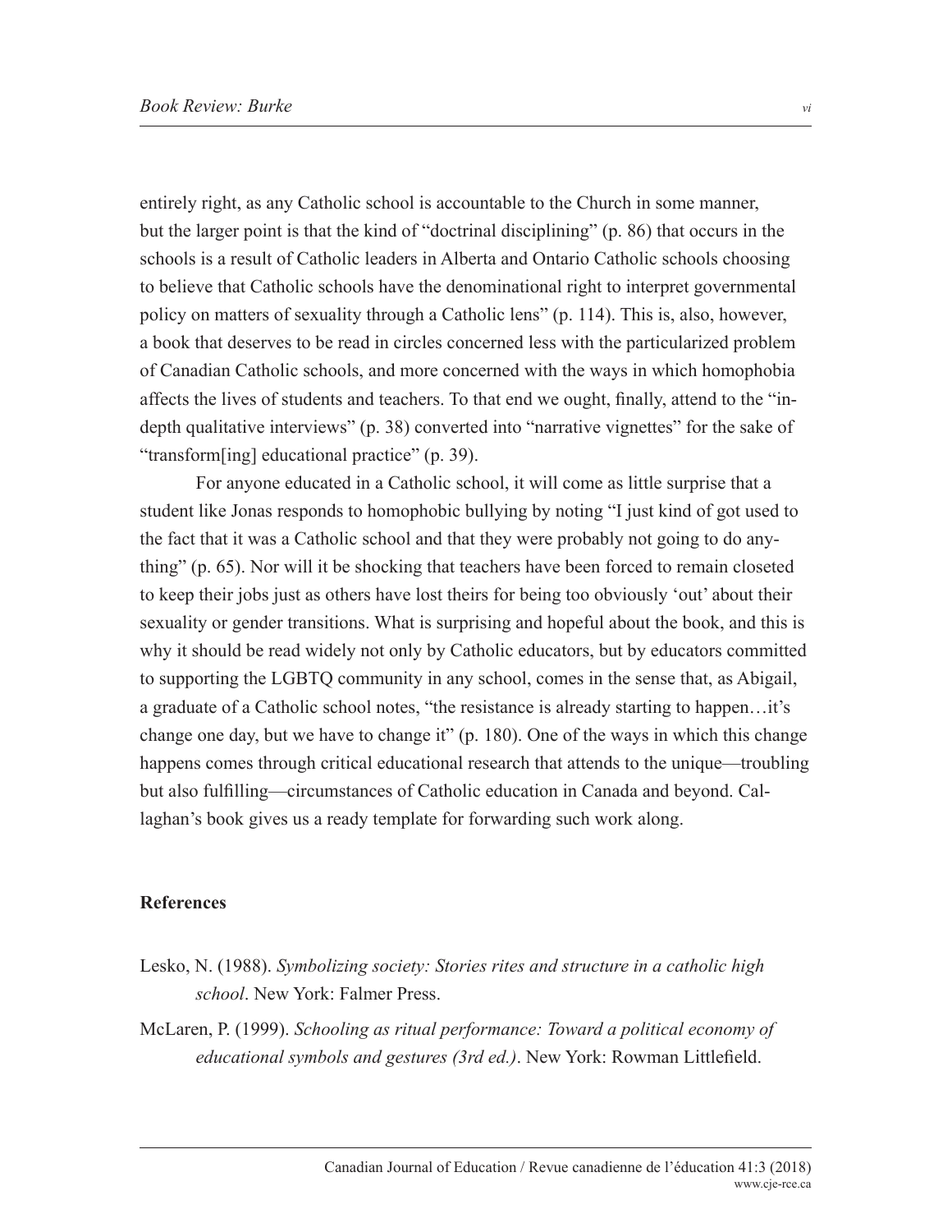entirely right, as any Catholic school is accountable to the Church in some manner, but the larger point is that the kind of "doctrinal disciplining" (p. 86) that occurs in the schools is a result of Catholic leaders in Alberta and Ontario Catholic schools choosing to believe that Catholic schools have the denominational right to interpret governmental policy on matters of sexuality through a Catholic lens" (p. 114). This is, also, however, a book that deserves to be read in circles concerned less with the particularized problem of Canadian Catholic schools, and more concerned with the ways in which homophobia affects the lives of students and teachers. To that end we ought, finally, attend to the "in-depth qualitative interviews" (p. 38) converted into "narrative vignettes" for the sake of "transform[ing] educational practice" (p. 39).

For anyone educated in a Catholic school, it will come as little surprise that a student like Jonas responds to homophobic bullying by noting "I just kind of got used to the fact that it was a Catholic school and that they were probably not going to do anything" (p. 65). Nor will it be shocking that teachers have been forced to remain closeted to keep their jobs just as others have lost theirs for being too obviously 'out' about their sexuality or gender transitions. What is surprising and hopeful about the book, and this is why it should be read widely not only by Catholic educators, but by educators committed to supporting the LGBTQ community in any school, comes in the sense that, as Abigail, a graduate of a Catholic school notes, "the resistance is already starting to happen…it's change one day, but we have to change it" (p. 180). One of the ways in which this change happens comes through critical educational research that attends to the unique—troubling but also fulfilling—circumstances of Catholic education in Canada and beyond. Callaghan's book gives us a ready template for forwarding such work along.

## References

Lesko, N. (1988). *Symbolizing society: Stories rites and structure in a catholic high school*. New York: Falmer Press.

McLaren, P. (1999). *Schooling as ritual performance: Toward a political economy of educational symbols and gestures (3rd ed.)*. New York: Rowman Littlefield.